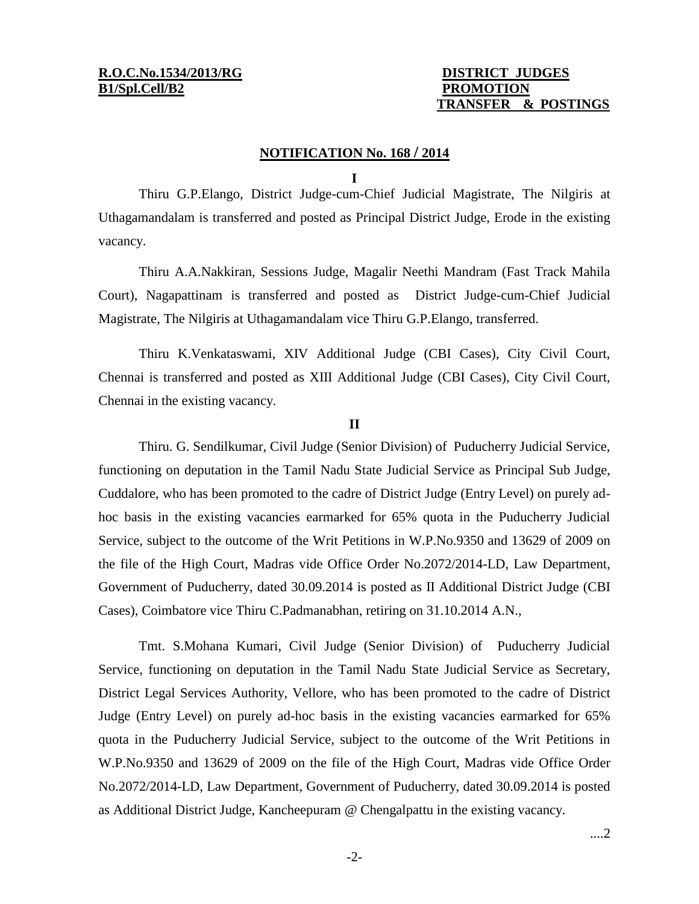**R.O.C.No.1534/2013/RG**
**B1/Spl.Cell/B2**

**DISTRICT JUDGES**
**PROMOTION**
**TRANSFER & POSTINGS**

**NOTIFICATION No. 168 / 2014**

**I**

Thiru G.P.Elango, District Judge-cum-Chief Judicial Magistrate, The Nilgiris at Uthagamandalam is transferred and posted as Principal District Judge, Erode in the existing vacancy.

Thiru A.A.Nakkiran, Sessions Judge, Magalir Neethi Mandram (Fast Track Mahila Court), Nagapattinam is transferred and posted as District Judge-cum-Chief Judicial Magistrate, The Nilgiris at Uthagamandalam vice Thiru G.P.Elango, transferred.

Thiru K.Venkataswami, XIV Additional Judge (CBI Cases), City Civil Court, Chennai is transferred and posted as XIII Additional Judge (CBI Cases), City Civil Court, Chennai in the existing vacancy.

**II**

Thiru. G. Sendilkumar, Civil Judge (Senior Division) of Puducherry Judicial Service, functioning on deputation in the Tamil Nadu State Judicial Service as Principal Sub Judge, Cuddalore, who has been promoted to the cadre of District Judge (Entry Level) on purely ad-hoc basis in the existing vacancies earmarked for 65% quota in the Puducherry Judicial Service, subject to the outcome of the Writ Petitions in W.P.No.9350 and 13629 of 2009 on the file of the High Court, Madras vide Office Order No.2072/2014-LD, Law Department, Government of Puducherry, dated 30.09.2014 is posted as II Additional District Judge (CBI Cases), Coimbatore vice Thiru C.Padmanabhan, retiring on 31.10.2014 A.N.,

Tmt. S.Mohana Kumari, Civil Judge (Senior Division) of Puducherry Judicial Service, functioning on deputation in the Tamil Nadu State Judicial Service as Secretary, District Legal Services Authority, Vellore, who has been promoted to the cadre of District Judge (Entry Level) on purely ad-hoc basis in the existing vacancies earmarked for 65% quota in the Puducherry Judicial Service, subject to the outcome of the Writ Petitions in W.P.No.9350 and 13629 of 2009 on the file of the High Court, Madras vide Office Order No.2072/2014-LD, Law Department, Government of Puducherry, dated 30.09.2014 is posted as Additional District Judge, Kancheepuram @ Chengalpattu in the existing vacancy.

....2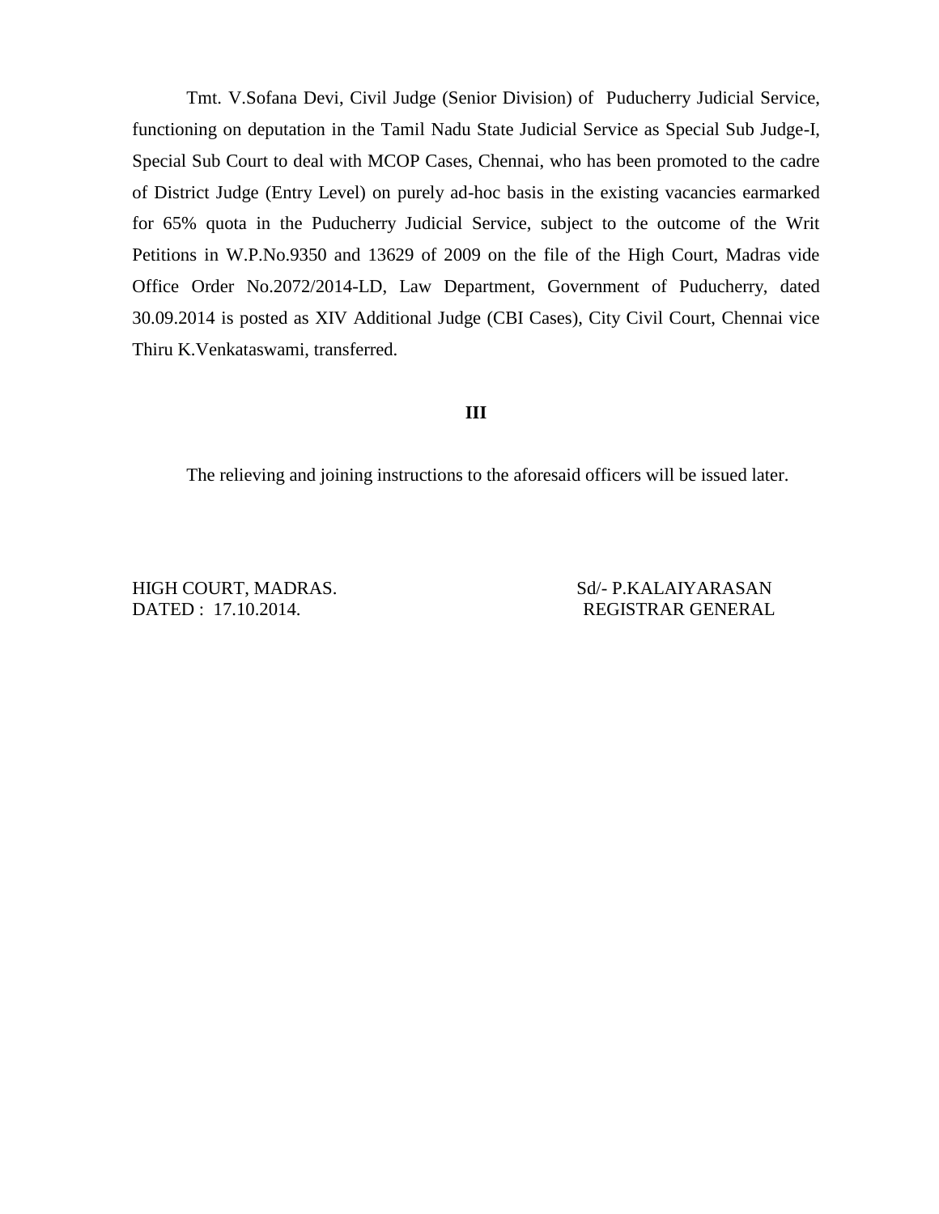Tmt. V.Sofana Devi, Civil Judge (Senior Division) of Puducherry Judicial Service, functioning on deputation in the Tamil Nadu State Judicial Service as Special Sub Judge-I, Special Sub Court to deal with MCOP Cases, Chennai, who has been promoted to the cadre of District Judge (Entry Level) on purely ad-hoc basis in the existing vacancies earmarked for 65% quota in the Puducherry Judicial Service, subject to the outcome of the Writ Petitions in W.P.No.9350 and 13629 of 2009 on the file of the High Court, Madras vide Office Order No.2072/2014-LD, Law Department, Government of Puducherry, dated 30.09.2014 is posted as XIV Additional Judge (CBI Cases), City Civil Court, Chennai vice Thiru K.Venkataswami, transferred.

**III**

The relieving and joining instructions to the aforesaid officers will be issued later.

HIGH COURT, MADRAS.
DATED : 17.10.2014.

Sd/- P.KALAIYARASAN
REGISTRAR GENERAL